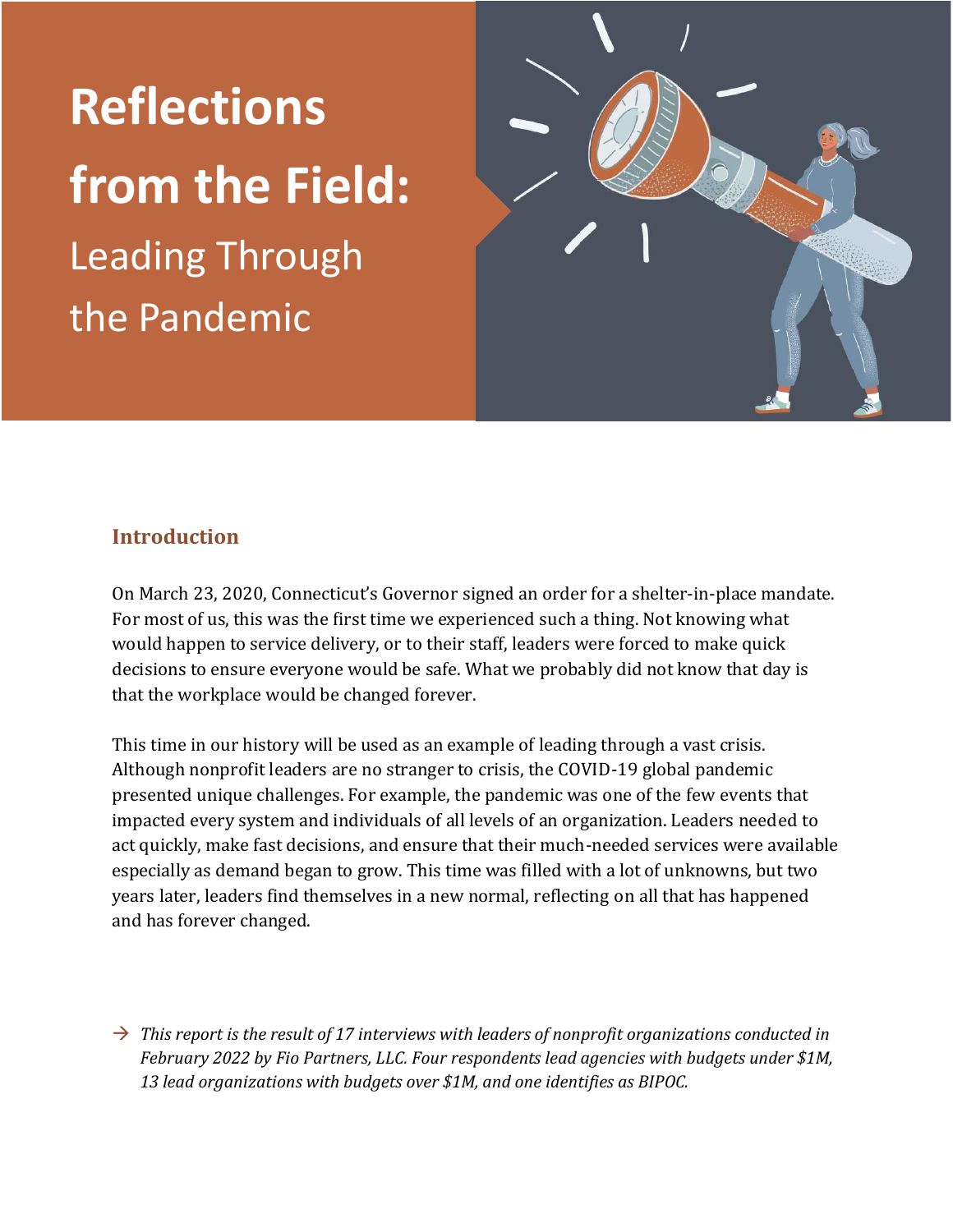# Reflections from the Field: Leading Through the Pandemic

## Introduction

On March 23, 2020, Connecticut's Governor signed an order for a shelter-in-place mandate. For most of us, this was the first time we experienced such a thing. Not knowing what would happen to service delivery, or to their staff, leaders were forced to make quick decisions to ensure everyone would be safe. What we probably did not know that day is that the workplace would be changed forever.

This time in our history will be used as an example of leading through a vast crisis. Although nonprofit leaders are no stranger to crisis, the COVID-19 global pandemic presented unique challenges. For example, the pandemic was one of the few events that impacted every system and individuals of all levels of an organization. Leaders needed to act quickly, make fast decisions, and ensure that their much-needed services were available especially as demand began to grow. This time was filled with a lot of unknowns, but two years later, leaders find themselves in a new normal, reflecting on all that has happened and has forever changed.

→ *This report is the result of 17 interviews with leaders of nonprofit organizations conducted in February 2022 by Fio Partners, LLC. Four respondents lead agencies with budgets under $1M, 13 lead organizations with budgets over $1M, and one identifies as BIPOC.*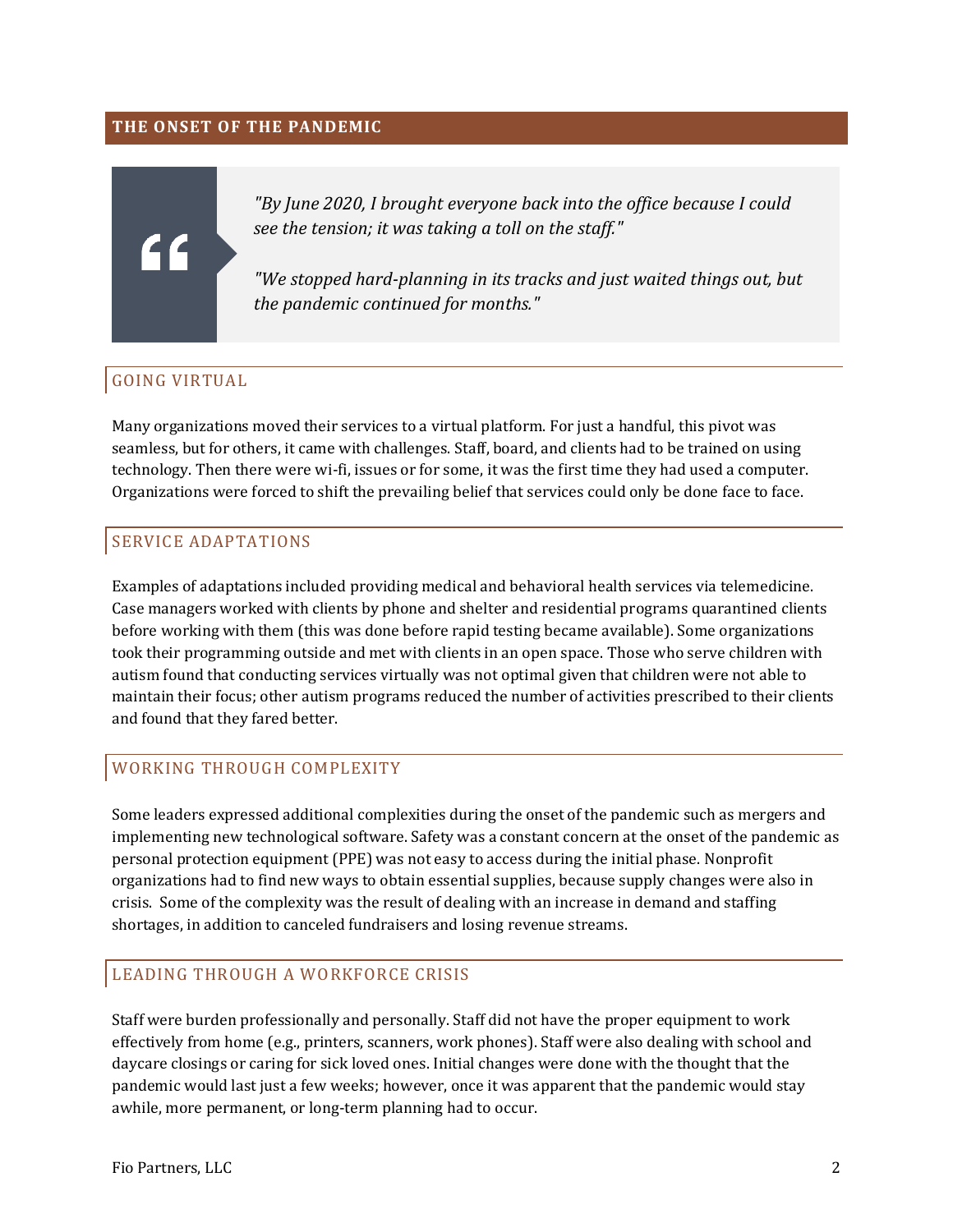## THE ONSET OF THE PANDEMIC

> *"By June 2020, I brought everyone back into the office because I could see the tension; it was taking a toll on the staff."*
>
> *"We stopped hard-planning in its tracks and just waited things out, but the pandemic continued for months."*

### GOING VIRTUAL

Many organizations moved their services to a virtual platform. For just a handful, this pivot was seamless, but for others, it came with challenges. Staff, board, and clients had to be trained on using technology. Then there were wi-fi, issues or for some, it was the first time they had used a computer. Organizations were forced to shift the prevailing belief that services could only be done face to face.

### SERVICE ADAPTATIONS

Examples of adaptations included providing medical and behavioral health services via telemedicine. Case managers worked with clients by phone and shelter and residential programs quarantined clients before working with them (this was done before rapid testing became available). Some organizations took their programming outside and met with clients in an open space. Those who serve children with autism found that conducting services virtually was not optimal given that children were not able to maintain their focus; other autism programs reduced the number of activities prescribed to their clients and found that they fared better.

### WORKING THROUGH COMPLEXITY

Some leaders expressed additional complexities during the onset of the pandemic such as mergers and implementing new technological software. Safety was a constant concern at the onset of the pandemic as personal protection equipment (PPE) was not easy to access during the initial phase. Nonprofit organizations had to find new ways to obtain essential supplies, because supply changes were also in crisis. Some of the complexity was the result of dealing with an increase in demand and staffing shortages, in addition to canceled fundraisers and losing revenue streams.

### LEADING THROUGH A WORKFORCE CRISIS

Staff were burden professionally and personally. Staff did not have the proper equipment to work effectively from home (e.g., printers, scanners, work phones). Staff were also dealing with school and daycare closings or caring for sick loved ones. Initial changes were done with the thought that the pandemic would last just a few weeks; however, once it was apparent that the pandemic would stay awhile, more permanent, or long-term planning had to occur.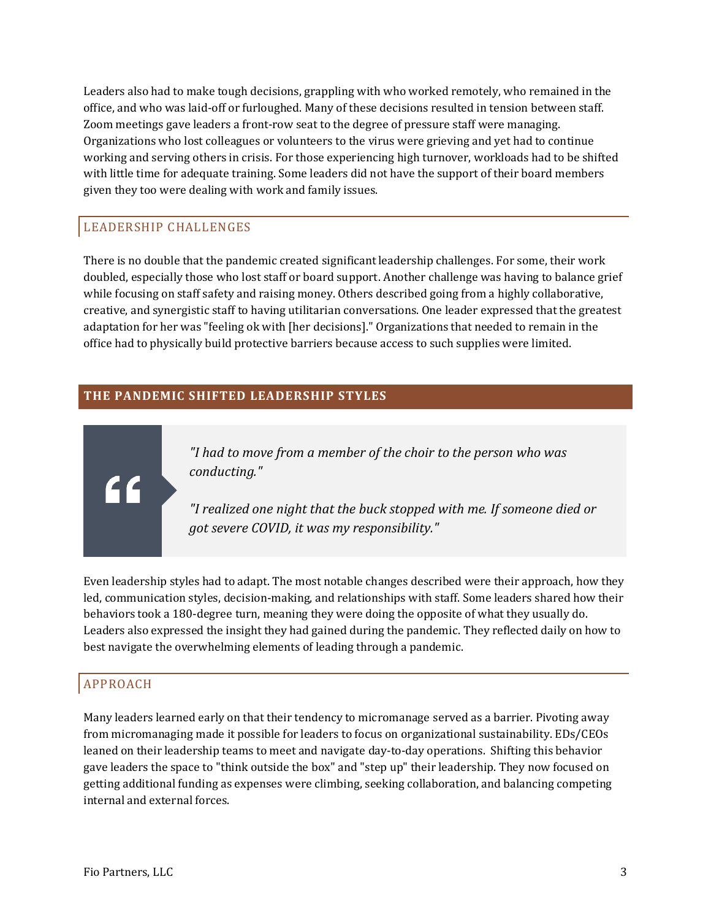Leaders also had to make tough decisions, grappling with who worked remotely, who remained in the office, and who was laid-off or furloughed. Many of these decisions resulted in tension between staff. Zoom meetings gave leaders a front-row seat to the degree of pressure staff were managing. Organizations who lost colleagues or volunteers to the virus were grieving and yet had to continue working and serving others in crisis. For those experiencing high turnover, workloads had to be shifted with little time for adequate training. Some leaders did not have the support of their board members given they too were dealing with work and family issues.

### LEADERSHIP CHALLENGES

There is no double that the pandemic created significant leadership challenges. For some, their work doubled, especially those who lost staff or board support. Another challenge was having to balance grief while focusing on staff safety and raising money. Others described going from a highly collaborative, creative, and synergistic staff to having utilitarian conversations. One leader expressed that the greatest adaptation for her was "feeling ok with [her decisions]." Organizations that needed to remain in the office had to physically build protective barriers because access to such supplies were limited.

## THE PANDEMIC SHIFTED LEADERSHIP STYLES

> *"I had to move from a member of the choir to the person who was conducting."*
>
> *"I realized one night that the buck stopped with me. If someone died or got severe COVID, it was my responsibility."*

Even leadership styles had to adapt. The most notable changes described were their approach, how they led, communication styles, decision-making, and relationships with staff. Some leaders shared how their behaviors took a 180-degree turn, meaning they were doing the opposite of what they usually do. Leaders also expressed the insight they had gained during the pandemic. They reflected daily on how to best navigate the overwhelming elements of leading through a pandemic.

### APPROACH

Many leaders learned early on that their tendency to micromanage served as a barrier. Pivoting away from micromanaging made it possible for leaders to focus on organizational sustainability. EDs/CEOs leaned on their leadership teams to meet and navigate day-to-day operations. Shifting this behavior gave leaders the space to "think outside the box" and "step up" their leadership. They now focused on getting additional funding as expenses were climbing, seeking collaboration, and balancing competing internal and external forces.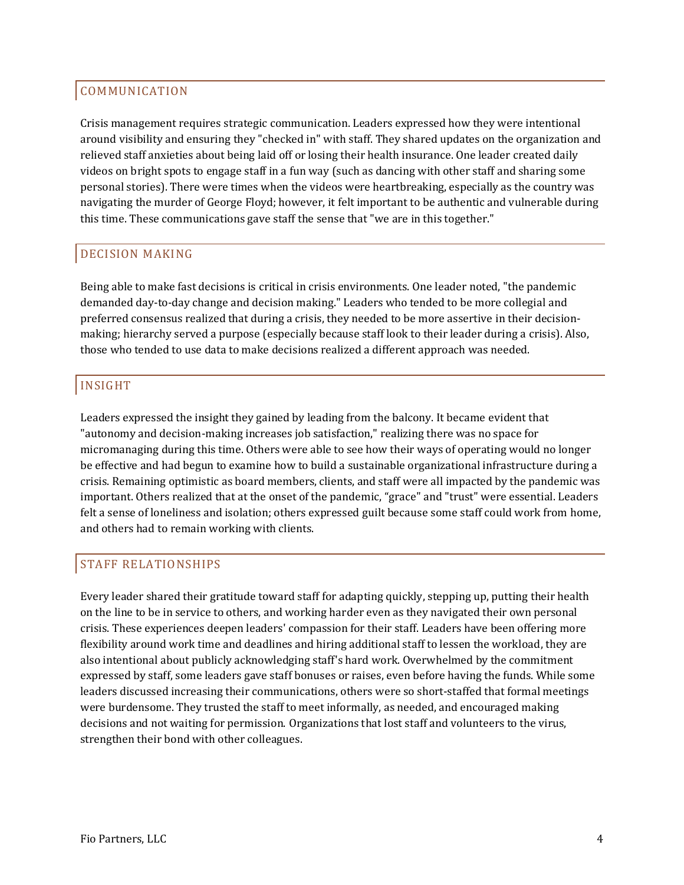## COMMUNICATION

Crisis management requires strategic communication. Leaders expressed how they were intentional around visibility and ensuring they "checked in" with staff. They shared updates on the organization and relieved staff anxieties about being laid off or losing their health insurance. One leader created daily videos on bright spots to engage staff in a fun way (such as dancing with other staff and sharing some personal stories). There were times when the videos were heartbreaking, especially as the country was navigating the murder of George Floyd; however, it felt important to be authentic and vulnerable during this time. These communications gave staff the sense that "we are in this together."

## DECISION MAKING

Being able to make fast decisions is critical in crisis environments. One leader noted, "the pandemic demanded day-to-day change and decision making." Leaders who tended to be more collegial and preferred consensus realized that during a crisis, they needed to be more assertive in their decision-making; hierarchy served a purpose (especially because staff look to their leader during a crisis). Also, those who tended to use data to make decisions realized a different approach was needed.

## INSIGHT

Leaders expressed the insight they gained by leading from the balcony. It became evident that "autonomy and decision-making increases job satisfaction," realizing there was no space for micromanaging during this time. Others were able to see how their ways of operating would no longer be effective and had begun to examine how to build a sustainable organizational infrastructure during a crisis. Remaining optimistic as board members, clients, and staff were all impacted by the pandemic was important. Others realized that at the onset of the pandemic, "grace" and "trust" were essential. Leaders felt a sense of loneliness and isolation; others expressed guilt because some staff could work from home, and others had to remain working with clients.

## STAFF RELATIONSHIPS

Every leader shared their gratitude toward staff for adapting quickly, stepping up, putting their health on the line to be in service to others, and working harder even as they navigated their own personal crisis. These experiences deepen leaders' compassion for their staff. Leaders have been offering more flexibility around work time and deadlines and hiring additional staff to lessen the workload, they are also intentional about publicly acknowledging staff's hard work. Overwhelmed by the commitment expressed by staff, some leaders gave staff bonuses or raises, even before having the funds. While some leaders discussed increasing their communications, others were so short-staffed that formal meetings were burdensome. They trusted the staff to meet informally, as needed, and encouraged making decisions and not waiting for permission. Organizations that lost staff and volunteers to the virus, strengthen their bond with other colleagues.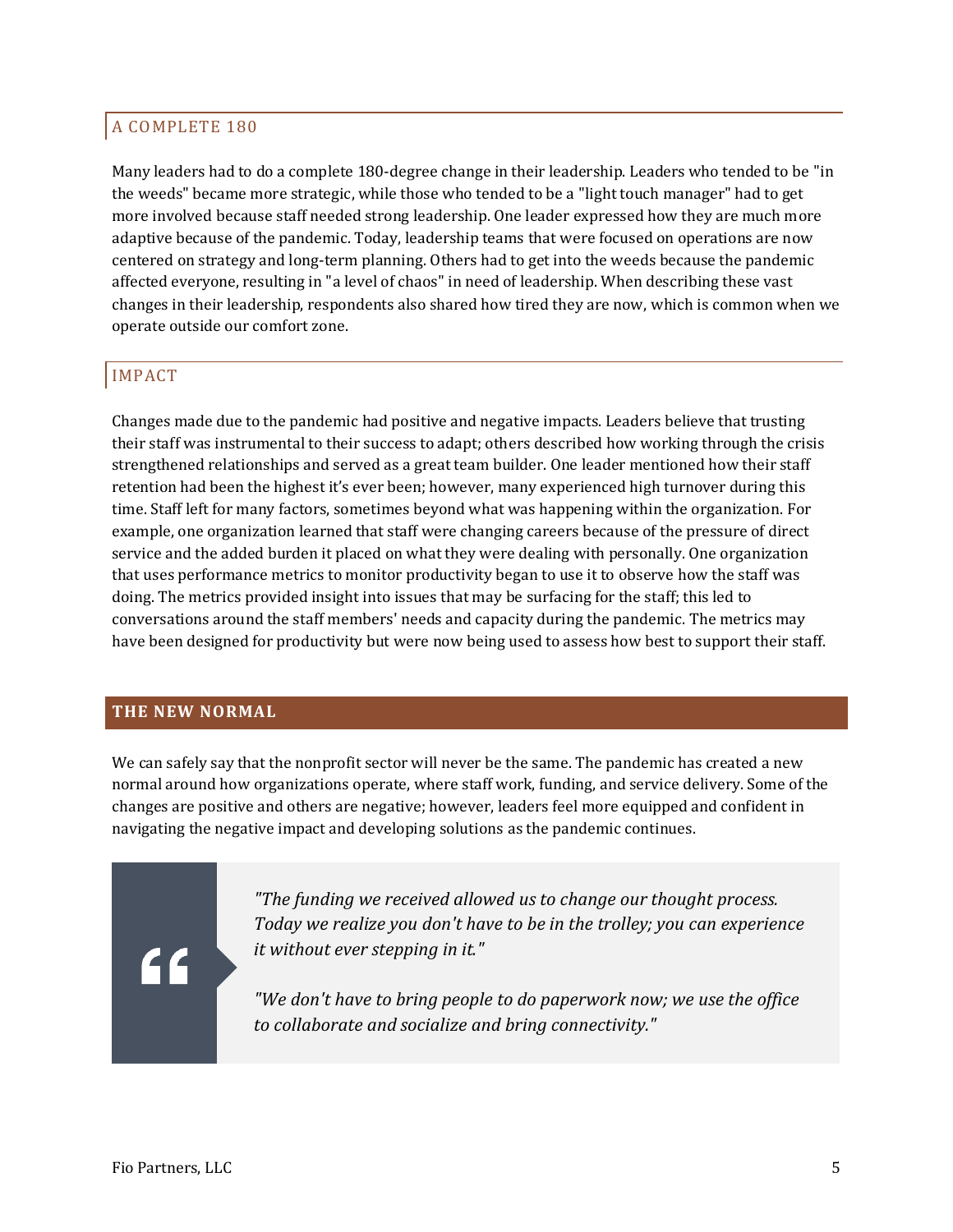### A COMPLETE 180

Many leaders had to do a complete 180-degree change in their leadership. Leaders who tended to be "in the weeds" became more strategic, while those who tended to be a "light touch manager" had to get more involved because staff needed strong leadership. One leader expressed how they are much more adaptive because of the pandemic. Today, leadership teams that were focused on operations are now centered on strategy and long-term planning. Others had to get into the weeds because the pandemic affected everyone, resulting in "a level of chaos" in need of leadership. When describing these vast changes in their leadership, respondents also shared how tired they are now, which is common when we operate outside our comfort zone.

### IMPACT

Changes made due to the pandemic had positive and negative impacts. Leaders believe that trusting their staff was instrumental to their success to adapt; others described how working through the crisis strengthened relationships and served as a great team builder. One leader mentioned how their staff retention had been the highest it's ever been; however, many experienced high turnover during this time. Staff left for many factors, sometimes beyond what was happening within the organization. For example, one organization learned that staff were changing careers because of the pressure of direct service and the added burden it placed on what they were dealing with personally. One organization that uses performance metrics to monitor productivity began to use it to observe how the staff was doing. The metrics provided insight into issues that may be surfacing for the staff; this led to conversations around the staff members' needs and capacity during the pandemic. The metrics may have been designed for productivity but were now being used to assess how best to support their staff.

## THE NEW NORMAL

We can safely say that the nonprofit sector will never be the same. The pandemic has created a new normal around how organizations operate, where staff work, funding, and service delivery. Some of the changes are positive and others are negative; however, leaders feel more equipped and confident in navigating the negative impact and developing solutions as the pandemic continues.

> *"The funding we received allowed us to change our thought process. Today we realize you don't have to be in the trolley; you can experience it without ever stepping in it."*
>
> *"We don't have to bring people to do paperwork now; we use the office to collaborate and socialize and bring connectivity."*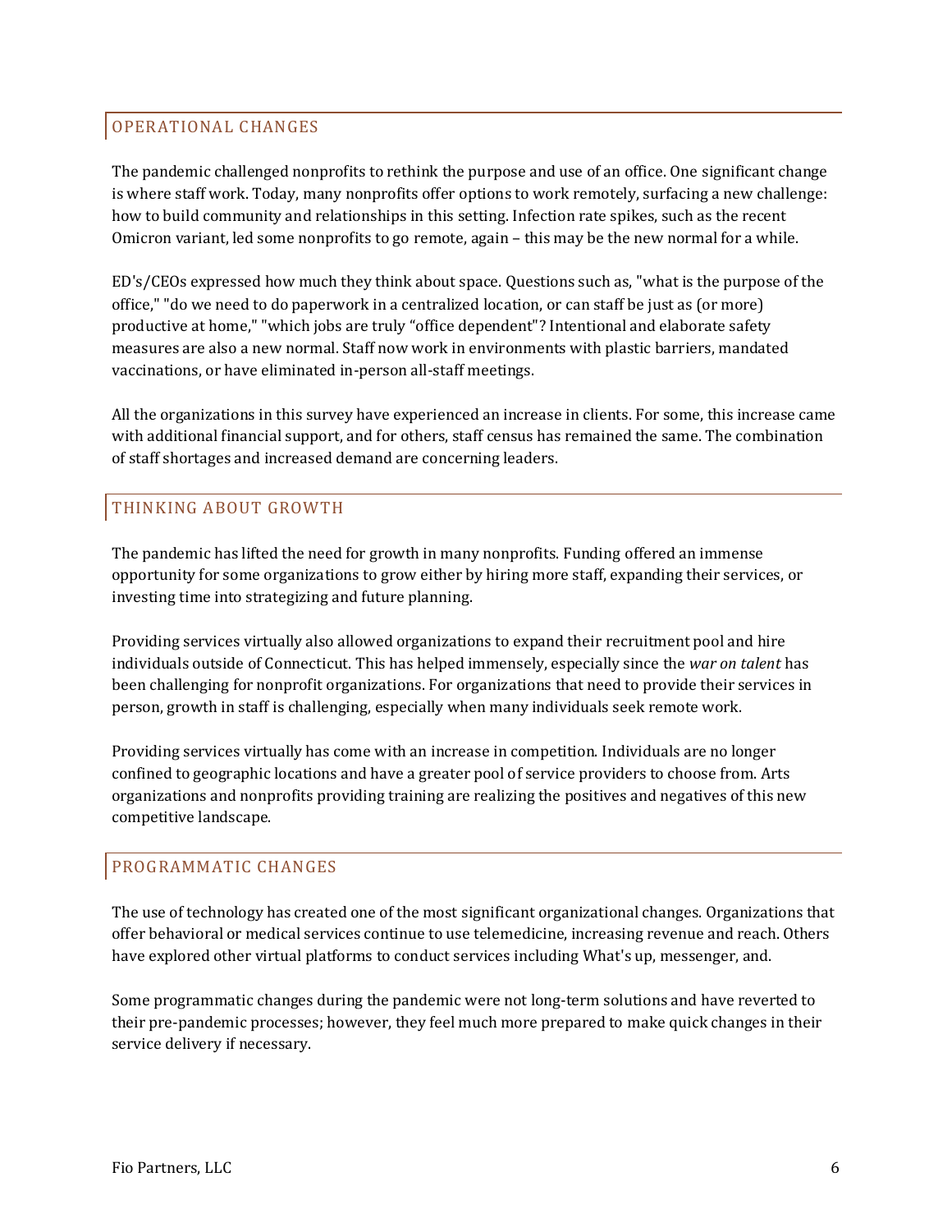## OPERATIONAL CHANGES

The pandemic challenged nonprofits to rethink the purpose and use of an office. One significant change is where staff work. Today, many nonprofits offer options to work remotely, surfacing a new challenge: how to build community and relationships in this setting. Infection rate spikes, such as the recent Omicron variant, led some nonprofits to go remote, again – this may be the new normal for a while.

ED's/CEOs expressed how much they think about space. Questions such as, "what is the purpose of the office," "do we need to do paperwork in a centralized location, or can staff be just as (or more) productive at home," "which jobs are truly "office dependent"? Intentional and elaborate safety measures are also a new normal. Staff now work in environments with plastic barriers, mandated vaccinations, or have eliminated in-person all-staff meetings.

All the organizations in this survey have experienced an increase in clients. For some, this increase came with additional financial support, and for others, staff census has remained the same. The combination of staff shortages and increased demand are concerning leaders.

## THINKING ABOUT GROWTH

The pandemic has lifted the need for growth in many nonprofits. Funding offered an immense opportunity for some organizations to grow either by hiring more staff, expanding their services, or investing time into strategizing and future planning.

Providing services virtually also allowed organizations to expand their recruitment pool and hire individuals outside of Connecticut. This has helped immensely, especially since the *war on talent* has been challenging for nonprofit organizations. For organizations that need to provide their services in person, growth in staff is challenging, especially when many individuals seek remote work.

Providing services virtually has come with an increase in competition. Individuals are no longer confined to geographic locations and have a greater pool of service providers to choose from. Arts organizations and nonprofits providing training are realizing the positives and negatives of this new competitive landscape.

## PROGRAMMATIC CHANGES

The use of technology has created one of the most significant organizational changes. Organizations that offer behavioral or medical services continue to use telemedicine, increasing revenue and reach. Others have explored other virtual platforms to conduct services including What's up, messenger, and.

Some programmatic changes during the pandemic were not long-term solutions and have reverted to their pre-pandemic processes; however, they feel much more prepared to make quick changes in their service delivery if necessary.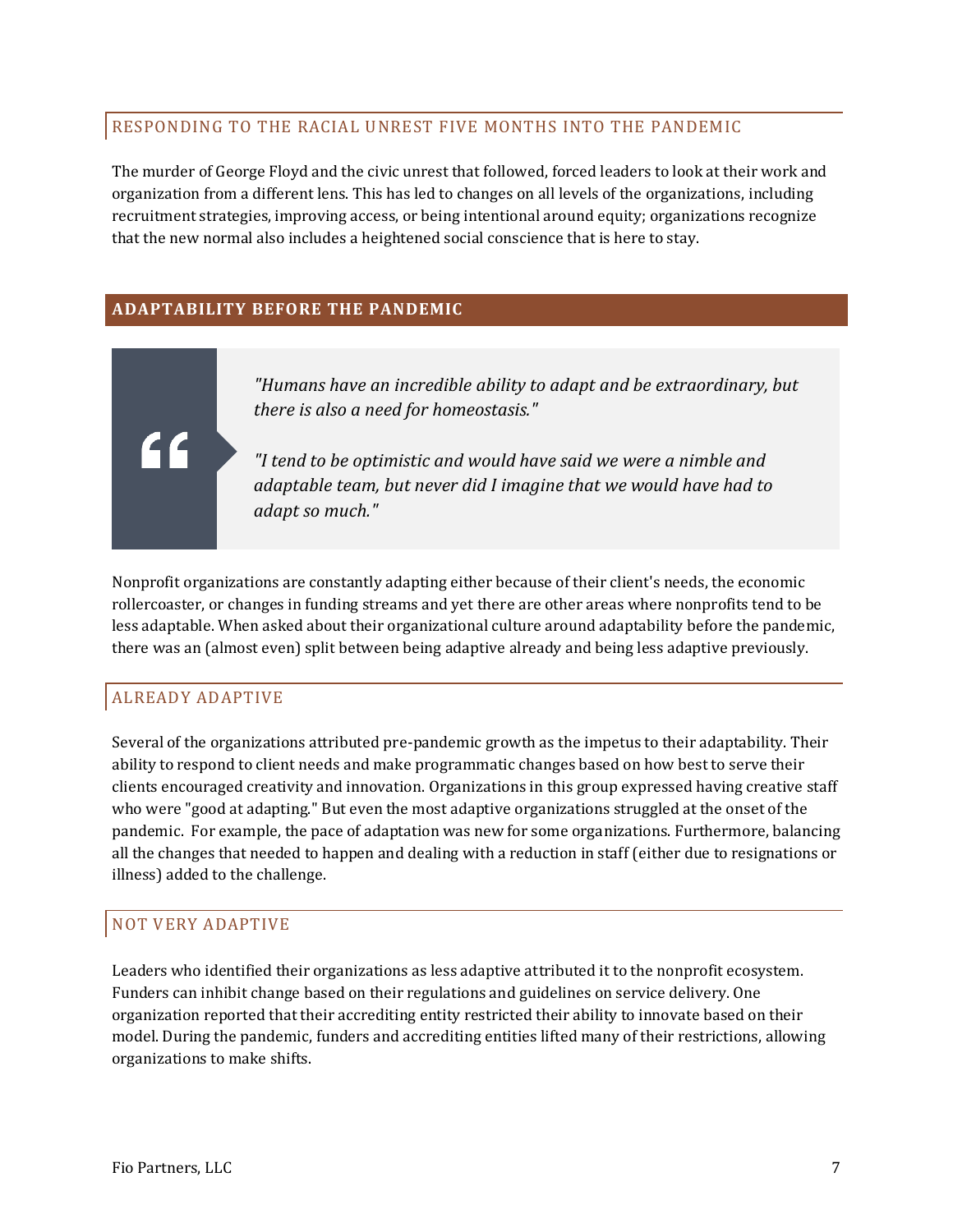### RESPONDING TO THE RACIAL UNREST FIVE MONTHS INTO THE PANDEMIC

The murder of George Floyd and the civic unrest that followed, forced leaders to look at their work and organization from a different lens. This has led to changes on all levels of the organizations, including recruitment strategies, improving access, or being intentional around equity; organizations recognize that the new normal also includes a heightened social conscience that is here to stay.

## ADAPTABILITY BEFORE THE PANDEMIC

> *"Humans have an incredible ability to adapt and be extraordinary, but there is also a need for homeostasis."*
>
> *"I tend to be optimistic and would have said we were a nimble and adaptable team, but never did I imagine that we would have had to adapt so much."*

Nonprofit organizations are constantly adapting either because of their client's needs, the economic rollercoaster, or changes in funding streams and yet there are other areas where nonprofits tend to be less adaptable. When asked about their organizational culture around adaptability before the pandemic, there was an (almost even) split between being adaptive already and being less adaptive previously.

### ALREADY ADAPTIVE

Several of the organizations attributed pre-pandemic growth as the impetus to their adaptability. Their ability to respond to client needs and make programmatic changes based on how best to serve their clients encouraged creativity and innovation. Organizations in this group expressed having creative staff who were "good at adapting." But even the most adaptive organizations struggled at the onset of the pandemic. For example, the pace of adaptation was new for some organizations. Furthermore, balancing all the changes that needed to happen and dealing with a reduction in staff (either due to resignations or illness) added to the challenge.

### NOT VERY ADAPTIVE

Leaders who identified their organizations as less adaptive attributed it to the nonprofit ecosystem. Funders can inhibit change based on their regulations and guidelines on service delivery. One organization reported that their accrediting entity restricted their ability to innovate based on their model. During the pandemic, funders and accrediting entities lifted many of their restrictions, allowing organizations to make shifts.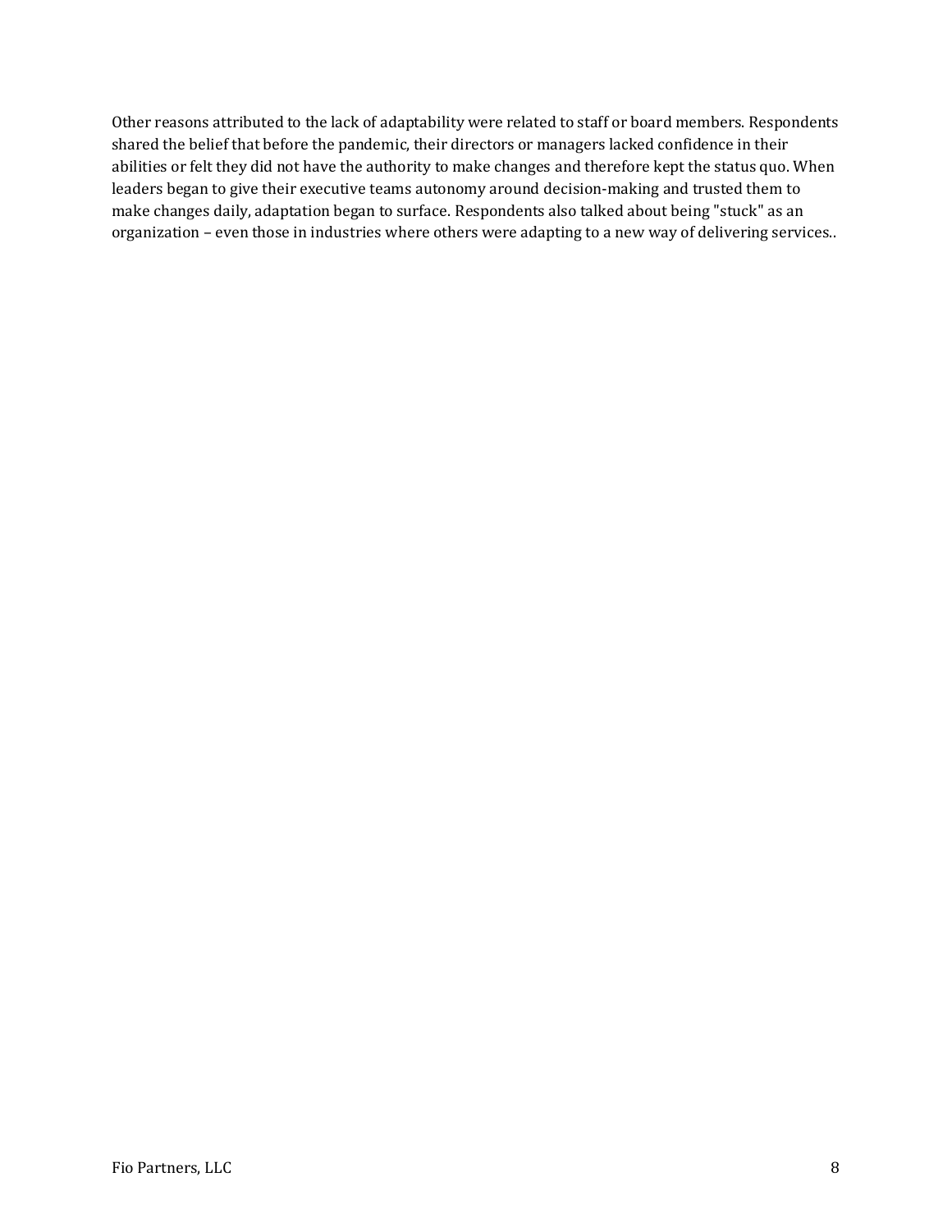Other reasons attributed to the lack of adaptability were related to staff or board members. Respondents shared the belief that before the pandemic, their directors or managers lacked confidence in their abilities or felt they did not have the authority to make changes and therefore kept the status quo. When leaders began to give their executive teams autonomy around decision-making and trusted them to make changes daily, adaptation began to surface. Respondents also talked about being "stuck" as an organization – even those in industries where others were adapting to a new way of delivering services..